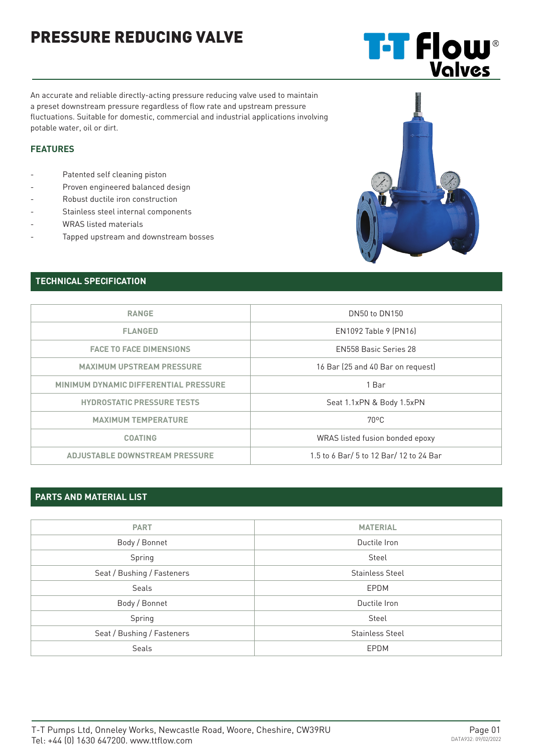# PRESSURE REDUCING VALVE

An accurate and reliable directly-acting pressure reducing valve used to maintain a preset downstream pressure regardless of flow rate and upstream pressure fluctuations. Suitable for domestic, commercial and industrial applications involving potable water, oil or dirt.

### FEATURES

- Patented self cleaning piston
- Proven engineered balanced design
- Robust ductile iron construction
- Stainless steel internal components
- WRAS listed materials
- Tapped upstream and downstream bosses

## TECHNICAL SPECIFICATION

| | |
|---|---|
| RANGE | DN50 to DN150 |
| FLANGED | EN1092 Table 9 (PN16) |
| FACE TO FACE DIMENSIONS | EN558 Basic Series 28 |
| MAXIMUM UPSTREAM PRESSURE | 16 Bar (25 and 40 Bar on request) |
| MINIMUM DYNAMIC DIFFERENTIAL PRESSURE | 1 Bar |
| HYDROSTATIC PRESSURE TESTS | Seat 1.1xPN & Body 1.5xPN |
| MAXIMUM TEMPERATURE | 70°C |
| COATING | WRAS listed fusion bonded epoxy |
| ADJUSTABLE DOWNSTREAM PRESSURE | 1.5 to 6 Bar/ 5 to 12 Bar/ 12 to 24 Bar |

## PARTS AND MATERIAL LIST

| PART | MATERIAL |
|---|---|
| Body / Bonnet | Ductile Iron |
| Spring | Steel |
| Seat / Bushing / Fasteners | Stainless Steel |
| Seals | EPDM |
| Body / Bonnet | Ductile Iron |
| Spring | Steel |
| Seat / Bushing / Fasteners | Stainless Steel |
| Seals | EPDM |

T-T Pumps Ltd, Onneley Works, Newcastle Road, Woore, Cheshire, CW39RU
Tel: +44 (0) 1630 647200. www.ttflow.com

DATA932: 09/02/2022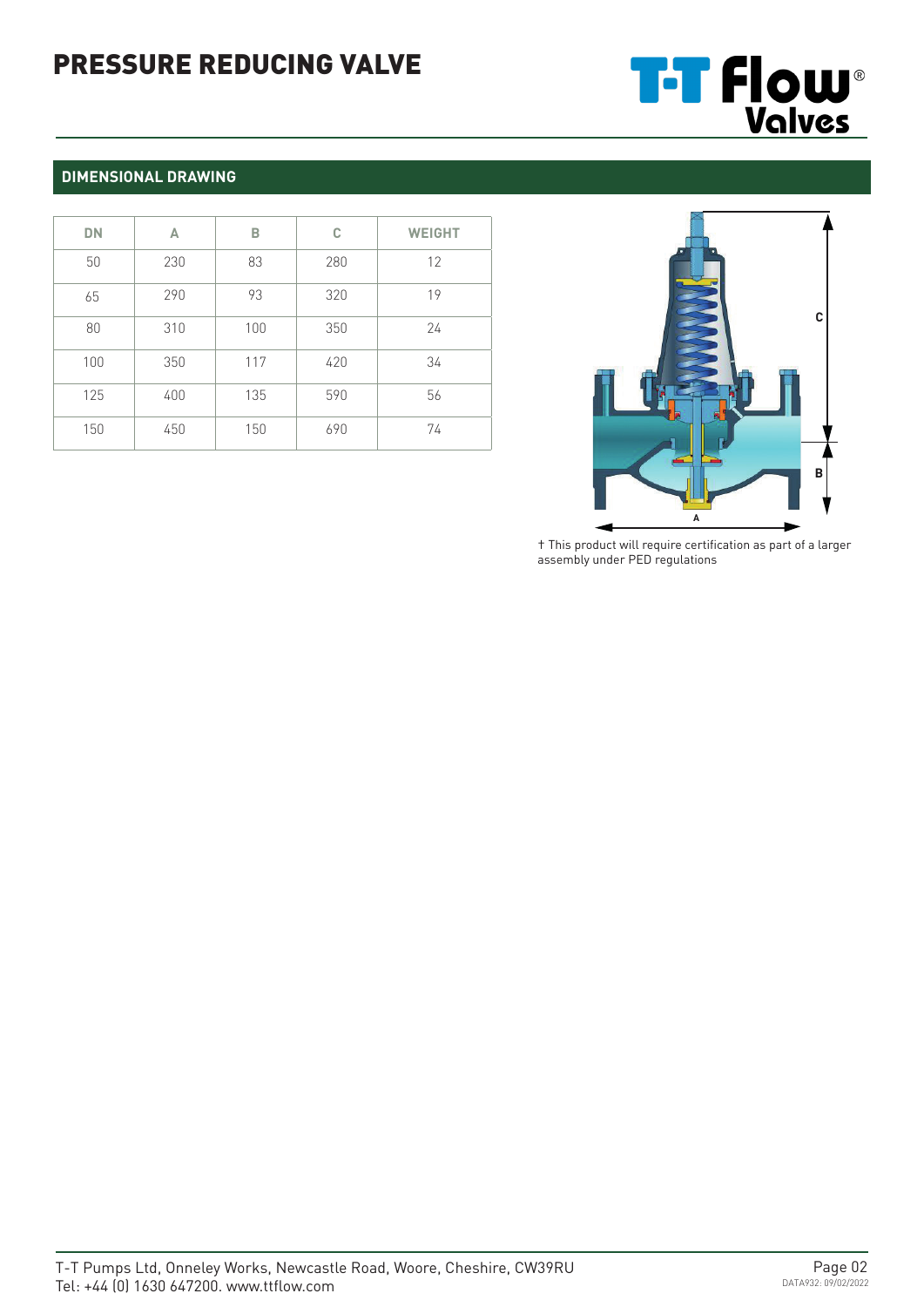# PRESSURE REDUCING VALVE

## DIMENSIONAL DRAWING

| DN | A | B | C | WEIGHT |
|---|---|---|---|---|
| 50 | 230 | 83 | 280 | 12 |
| 65 | 290 | 93 | 320 | 19 |
| 80 | 310 | 100 | 350 | 24 |
| 100 | 350 | 117 | 420 | 34 |
| 125 | 400 | 135 | 590 | 56 |
| 150 | 450 | 150 | 690 | 74 |

C

B

A

† This product will require certification as part of a larger assembly under PED regulations

T-T Pumps Ltd, Onneley Works, Newcastle Road, Woore, Cheshire, CW39RU
Tel: +44 (0) 1630 647200. www.ttflow.com

DATA932: 09/02/2022